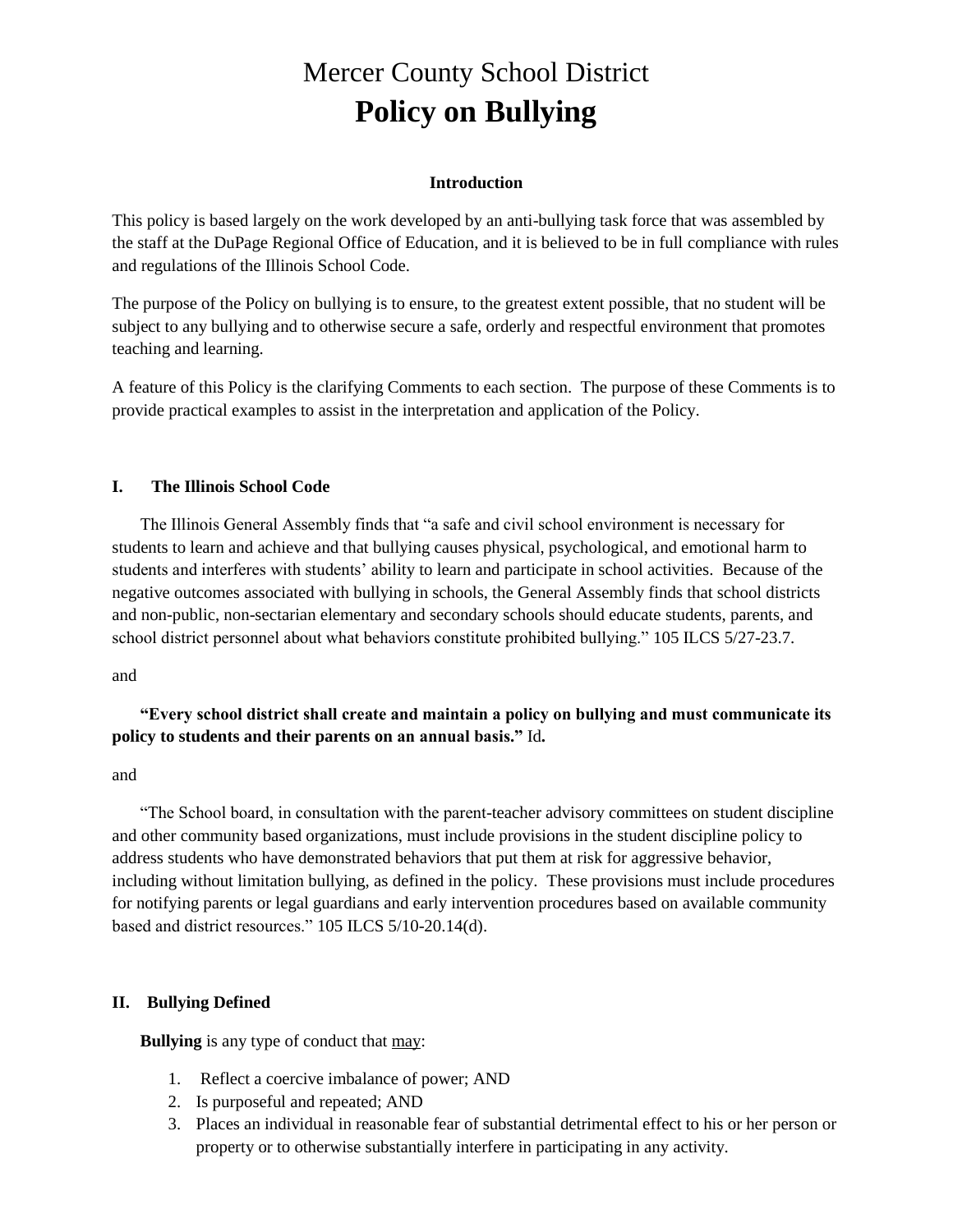# Mercer County School District

# **Policy on Bullying**

### **Introduction**

This policy is based largely on the work developed by an anti-bullying task force that was assembled by the staff at the DuPage Regional Office of Education, and it is believed to be in full compliance with rules and regulations of the Illinois School Code.

The purpose of the Policy on bullying is to ensure, to the greatest extent possible, that no student will be subject to any bullying and to otherwise secure a safe, orderly and respectful environment that promotes teaching and learning.

A feature of this Policy is the clarifying Comments to each section. The purpose of these Comments is to provide practical examples to assist in the interpretation and application of the Policy.

## **I. The Illinois School Code**

The Illinois General Assembly finds that "a safe and civil school environment is necessary for students to learn and achieve and that bullying causes physical, psychological, and emotional harm to students and interferes with students' ability to learn and participate in school activities. Because of the negative outcomes associated with bullying in schools, the General Assembly finds that school districts and non-public, non-sectarian elementary and secondary schools should educate students, parents, and school district personnel about what behaviors constitute prohibited bullying." 105 ILCS 5/27-23.7.

and

**"Every school district shall create and maintain a policy on bullying and must communicate its policy to students and their parents on an annual basis."** Id**.**

and

"The School board, in consultation with the parent-teacher advisory committees on student discipline and other community based organizations, must include provisions in the student discipline policy to address students who have demonstrated behaviors that put them at risk for aggressive behavior, including without limitation bullying, as defined in the policy. These provisions must include procedures for notifying parents or legal guardians and early intervention procedures based on available community based and district resources." 105 ILCS 5/10-20.14(d).

## **II. Bullying Defined**

**Bullying** is any type of conduct that <u>may</u>:

1. Reflect a coercive imbalance of power; AND
2. Is purposeful and repeated; AND
3. Places an individual in reasonable fear of substantial detrimental effect to his or her person or property or to otherwise substantially interfere in participating in any activity.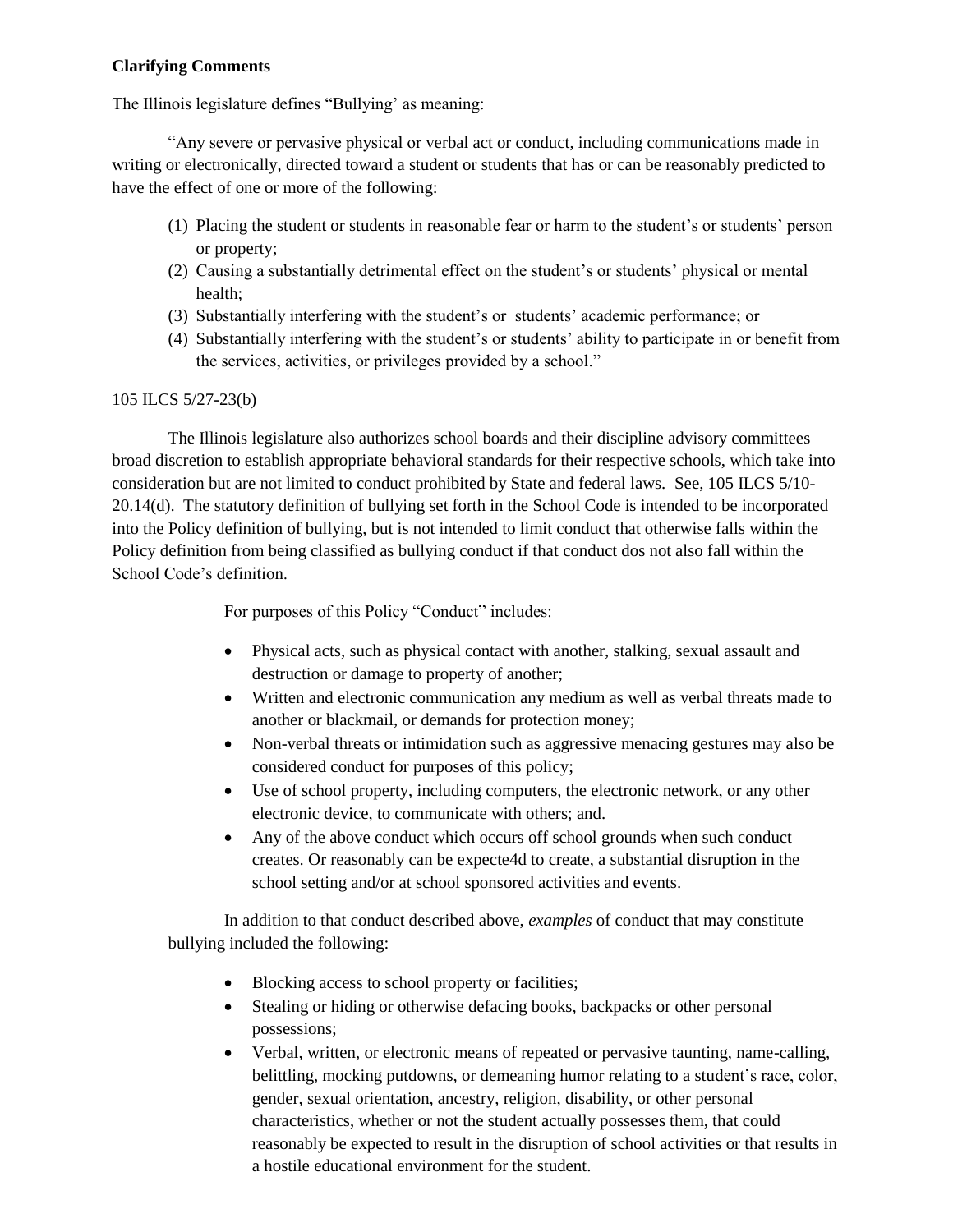**Clarifying Comments**

The Illinois legislature defines "Bullying' as meaning:

"Any severe or pervasive physical or verbal act or conduct, including communications made in writing or electronically, directed toward a student or students that has or can be reasonably predicted to have the effect of one or more of the following:

(1) Placing the student or students in reasonable fear or harm to the student's or students' person or property;
(2) Causing a substantially detrimental effect on the student's or students' physical or mental health;
(3) Substantially interfering with the student's or students' academic performance; or
(4) Substantially interfering with the student's or students' ability to participate in or benefit from the services, activities, or privileges provided by a school."

105 ILCS 5/27-23(b)

The Illinois legislature also authorizes school boards and their discipline advisory committees broad discretion to establish appropriate behavioral standards for their respective schools, which take into consideration but are not limited to conduct prohibited by State and federal laws. See, 105 ILCS 5/10-20.14(d). The statutory definition of bullying set forth in the School Code is intended to be incorporated into the Policy definition of bullying, but is not intended to limit conduct that otherwise falls within the Policy definition from being classified as bullying conduct if that conduct dos not also fall within the School Code's definition.

For purposes of this Policy "Conduct" includes:

- Physical acts, such as physical contact with another, stalking, sexual assault and destruction or damage to property of another;
- Written and electronic communication any medium as well as verbal threats made to another or blackmail, or demands for protection money;
- Non-verbal threats or intimidation such as aggressive menacing gestures may also be considered conduct for purposes of this policy;
- Use of school property, including computers, the electronic network, or any other electronic device, to communicate with others; and.
- Any of the above conduct which occurs off school grounds when such conduct creates. Or reasonably can be expecte4d to create, a substantial disruption in the school setting and/or at school sponsored activities and events.

In addition to that conduct described above, *examples* of conduct that may constitute bullying included the following:

- Blocking access to school property or facilities;
- Stealing or hiding or otherwise defacing books, backpacks or other personal possessions;
- Verbal, written, or electronic means of repeated or pervasive taunting, name-calling, belittling, mocking putdowns, or demeaning humor relating to a student's race, color, gender, sexual orientation, ancestry, religion, disability, or other personal characteristics, whether or not the student actually possesses them, that could reasonably be expected to result in the disruption of school activities or that results in a hostile educational environment for the student.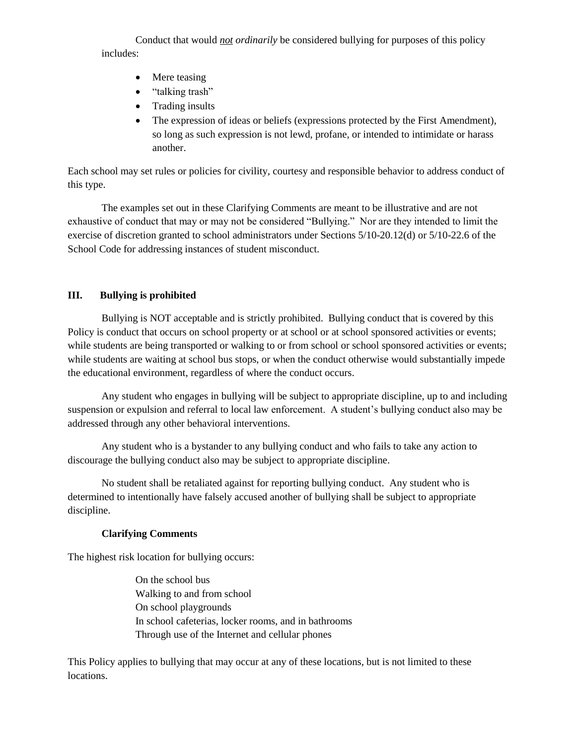Conduct that would ***not** ordinarily* be considered bullying for purposes of this policy includes:

- Mere teasing
- "talking trash"
- Trading insults
- The expression of ideas or beliefs (expressions protected by the First Amendment), so long as such expression is not lewd, profane, or intended to intimidate or harass another.

Each school may set rules or policies for civility, courtesy and responsible behavior to address conduct of this type.

The examples set out in these Clarifying Comments are meant to be illustrative and are not exhaustive of conduct that may or may not be considered "Bullying." Nor are they intended to limit the exercise of discretion granted to school administrators under Sections 5/10-20.12(d) or 5/10-22.6 of the School Code for addressing instances of student misconduct.

## III. Bullying is prohibited

Bullying is NOT acceptable and is strictly prohibited. Bullying conduct that is covered by this Policy is conduct that occurs on school property or at school or at school sponsored activities or events; while students are being transported or walking to or from school or school sponsored activities or events; while students are waiting at school bus stops, or when the conduct otherwise would substantially impede the educational environment, regardless of where the conduct occurs.

Any student who engages in bullying will be subject to appropriate discipline, up to and including suspension or expulsion and referral to local law enforcement. A student's bullying conduct also may be addressed through any other behavioral interventions.

Any student who is a bystander to any bullying conduct and who fails to take any action to discourage the bullying conduct also may be subject to appropriate discipline.

No student shall be retaliated against for reporting bullying conduct. Any student who is determined to intentionally have falsely accused another of bullying shall be subject to appropriate discipline.

**Clarifying Comments**

The highest risk location for bullying occurs:

On the school bus
Walking to and from school
On school playgrounds
In school cafeterias, locker rooms, and in bathrooms
Through use of the Internet and cellular phones

This Policy applies to bullying that may occur at any of these locations, but is not limited to these locations.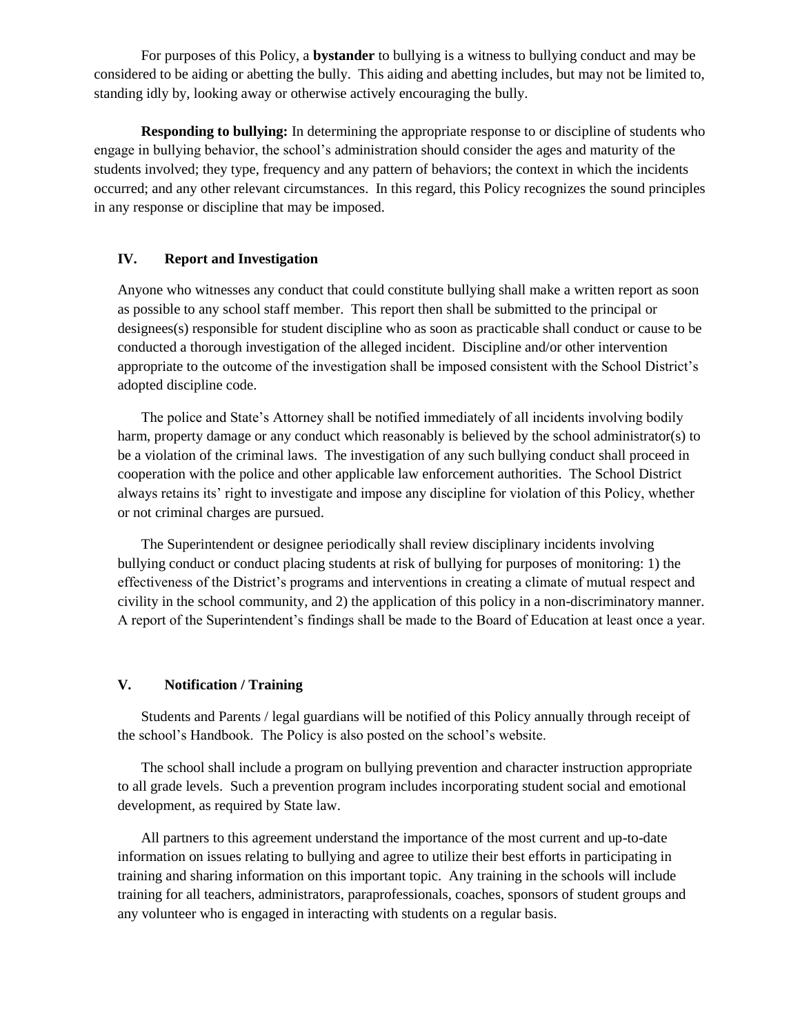For purposes of this Policy, a **bystander** to bullying is a witness to bullying conduct and may be considered to be aiding or abetting the bully. This aiding and abetting includes, but may not be limited to, standing idly by, looking away or otherwise actively encouraging the bully.

**Responding to bullying:** In determining the appropriate response to or discipline of students who engage in bullying behavior, the school's administration should consider the ages and maturity of the students involved; they type, frequency and any pattern of behaviors; the context in which the incidents occurred; and any other relevant circumstances. In this regard, this Policy recognizes the sound principles in any response or discipline that may be imposed.

## IV. Report and Investigation

Anyone who witnesses any conduct that could constitute bullying shall make a written report as soon as possible to any school staff member. This report then shall be submitted to the principal or designees(s) responsible for student discipline who as soon as practicable shall conduct or cause to be conducted a thorough investigation of the alleged incident. Discipline and/or other intervention appropriate to the outcome of the investigation shall be imposed consistent with the School District's adopted discipline code.

The police and State's Attorney shall be notified immediately of all incidents involving bodily harm, property damage or any conduct which reasonably is believed by the school administrator(s) to be a violation of the criminal laws. The investigation of any such bullying conduct shall proceed in cooperation with the police and other applicable law enforcement authorities. The School District always retains its' right to investigate and impose any discipline for violation of this Policy, whether or not criminal charges are pursued.

The Superintendent or designee periodically shall review disciplinary incidents involving bullying conduct or conduct placing students at risk of bullying for purposes of monitoring: 1) the effectiveness of the District's programs and interventions in creating a climate of mutual respect and civility in the school community, and 2) the application of this policy in a non-discriminatory manner. A report of the Superintendent's findings shall be made to the Board of Education at least once a year.

## V. Notification / Training

Students and Parents / legal guardians will be notified of this Policy annually through receipt of the school's Handbook. The Policy is also posted on the school's website.

The school shall include a program on bullying prevention and character instruction appropriate to all grade levels. Such a prevention program includes incorporating student social and emotional development, as required by State law.

All partners to this agreement understand the importance of the most current and up-to-date information on issues relating to bullying and agree to utilize their best efforts in participating in training and sharing information on this important topic. Any training in the schools will include training for all teachers, administrators, paraprofessionals, coaches, sponsors of student groups and any volunteer who is engaged in interacting with students on a regular basis.